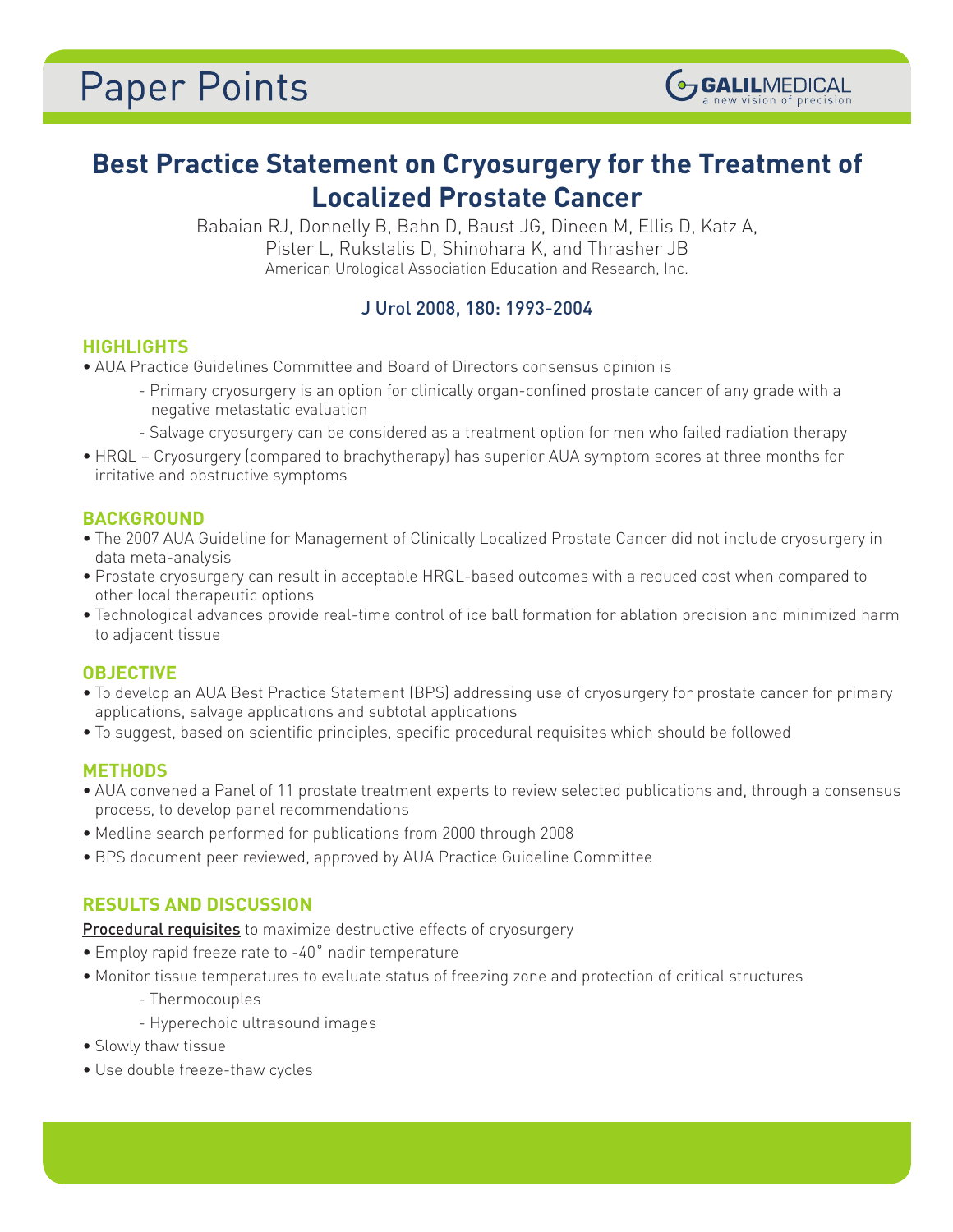# Paper Points

GALILMEDICAL
a new vision of precision

## Best Practice Statement on Cryosurgery for the Treatment of Localized Prostate Cancer

Babaian RJ, Donnelly B, Bahn D, Baust JG, Dineen M, Ellis D, Katz A, Pister L, Rukstalis D, Shinohara K, and Thrasher JB

American Urological Association Education and Research, Inc.

J Urol 2008, 180: 1993-2004

### HIGHLIGHTS

- AUA Practice Guidelines Committee and Board of Directors consensus opinion is
  - Primary cryosurgery is an option for clinically organ-confined prostate cancer of any grade with a negative metastatic evaluation
  - Salvage cryosurgery can be considered as a treatment option for men who failed radiation therapy
- HRQL – Cryosurgery (compared to brachytherapy) has superior AUA symptom scores at three months for irritative and obstructive symptoms

### BACKGROUND

- The 2007 AUA Guideline for Management of Clinically Localized Prostate Cancer did not include cryosurgery in data meta-analysis
- Prostate cryosurgery can result in acceptable HRQL-based outcomes with a reduced cost when compared to other local therapeutic options
- Technological advances provide real-time control of ice ball formation for ablation precision and minimized harm to adjacent tissue

### OBJECTIVE

- To develop an AUA Best Practice Statement (BPS) addressing use of cryosurgery for prostate cancer for primary applications, salvage applications and subtotal applications
- To suggest, based on scientific principles, specific procedural requisites which should be followed

### METHODS

- AUA convened a Panel of 11 prostate treatment experts to review selected publications and, through a consensus process, to develop panel recommendations
- Medline search performed for publications from 2000 through 2008
- BPS document peer reviewed, approved by AUA Practice Guideline Committee

### RESULTS AND DISCUSSION

Procedural requisites to maximize destructive effects of cryosurgery

- Employ rapid freeze rate to -40° nadir temperature
- Monitor tissue temperatures to evaluate status of freezing zone and protection of critical structures
  - Thermocouples
  - Hyperechoic ultrasound images
- Slowly thaw tissue
- Use double freeze-thaw cycles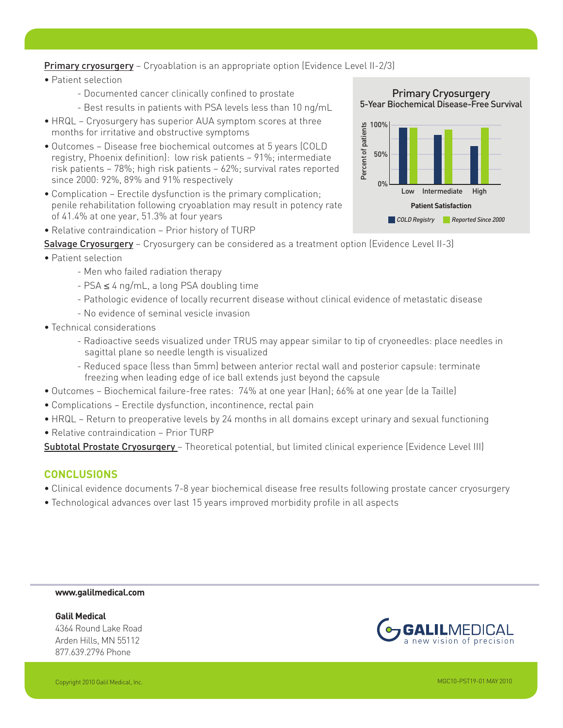**Primary cryosurgery** – Cryoablation is an appropriate option (Evidence Level II-2/3)

- Patient selection
  - Documented cancer clinically confined to prostate
  - Best results in patients with PSA levels less than 10 ng/mL
- HRQL – Cryosurgery has superior AUA symptom scores at three months for irritative and obstructive symptoms
- Outcomes – Disease free biochemical outcomes at 5 years (COLD registry, Phoenix definition): low risk patients – 91%; intermediate risk patients – 78%; high risk patients – 62%; survival rates reported since 2000: 92%, 89% and 91% respectively
- Complication – Erectile dysfunction is the primary complication; penile rehabilitation following cryoablation may result in potency rate of 41.4% at one year, 51.3% at four years
- Relative contraindication – Prior history of TURP

Primary Cryosurgery
5-Year Biochemical Disease-Free Survival

Percent of patients
100%
50%
0%
Low
Intermediate
High
Patient Satisfaction
COLD Registry
Reported Since 2000

**Salvage Cryosurgery** – Cryosurgery can be considered as a treatment option (Evidence Level II-3)

- Patient selection
  - Men who failed radiation therapy
  - PSA ≤ 4 ng/mL, a long PSA doubling time
  - Pathologic evidence of locally recurrent disease without clinical evidence of metastatic disease
  - No evidence of seminal vesicle invasion
- Technical considerations
  - Radioactive seeds visualized under TRUS may appear similar to tip of cryoneedles: place needles in sagittal plane so needle length is visualized
  - Reduced space (less than 5mm) between anterior rectal wall and posterior capsule: terminate freezing when leading edge of ice ball extends just beyond the capsule
- Outcomes – Biochemical failure-free rates: 74% at one year (Han); 66% at one year (de la Taille)
- Complications – Erectile dysfunction, incontinence, rectal pain
- HRQL – Return to preoperative levels by 24 months in all domains except urinary and sexual functioning
- Relative contraindication – Prior TURP

**Subtotal Prostate Cryosurgery** – Theoretical potential, but limited clinical experience (Evidence Level III)

## CONCLUSIONS

- Clinical evidence documents 7-8 year biochemical disease free results following prostate cancer cryosurgery
- Technological advances over last 15 years improved morbidity profile in all aspects

**www.galilmedical.com**

**Galil Medical**
4364 Round Lake Road
Arden Hills, MN 55112
877.639.2796 Phone

GALILMEDICAL
a new vision of precision

Copyright 2010 Galil Medical, Inc.

MGC10-PST19-01 MAY 2010